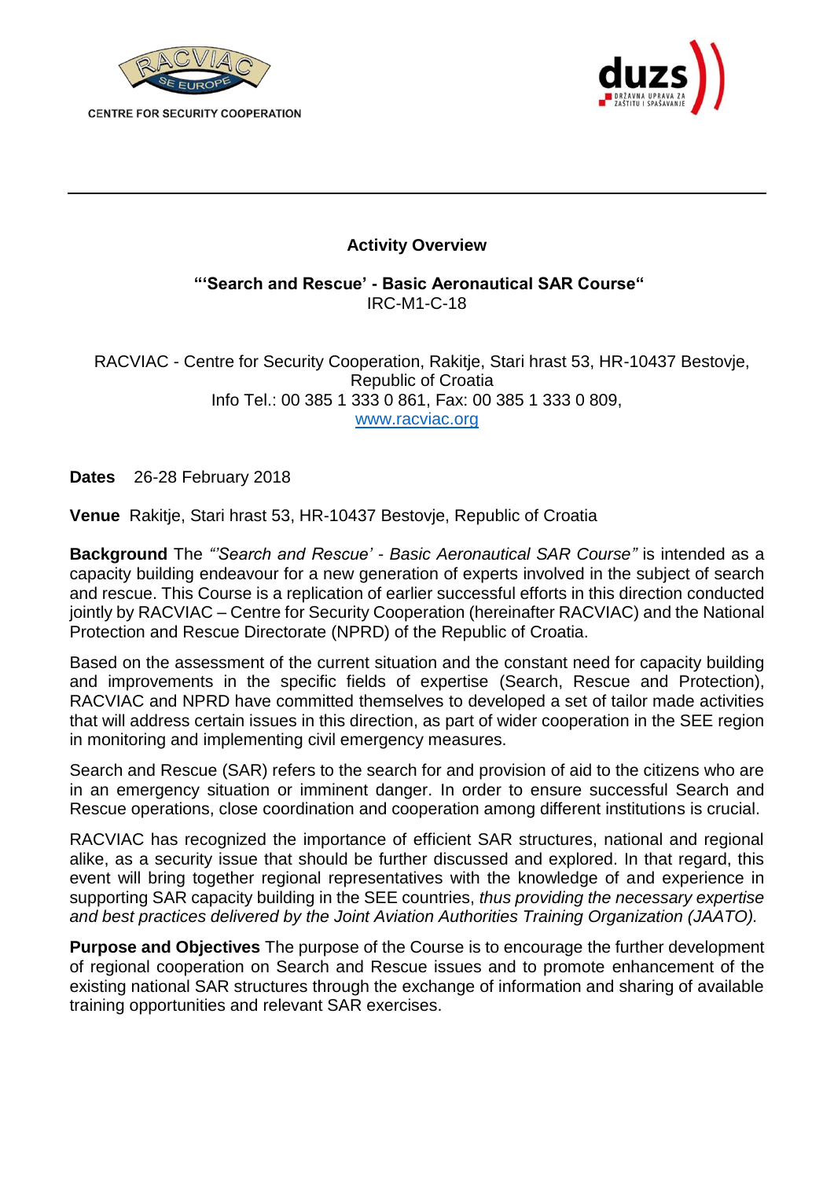CENTRE FOR SECURITY COOPERATION

## Activity Overview

### "'Search and Rescue' - Basic Aeronautical SAR Course"

IRC-M1-C-18

RACVIAC - Centre for Security Cooperation, Rakitje, Stari hrast 53, HR-10437 Bestovje, Republic of Croatia
Info Tel.: 00 385 1 333 0 861, Fax: 00 385 1 333 0 809,
www.racviac.org

**Dates** 26-28 February 2018

**Venue** Rakitje, Stari hrast 53, HR-10437 Bestovje, Republic of Croatia

**Background** The *"'Search and Rescue' - Basic Aeronautical SAR Course"* is intended as a capacity building endeavour for a new generation of experts involved in the subject of search and rescue. This Course is a replication of earlier successful efforts in this direction conducted jointly by RACVIAC – Centre for Security Cooperation (hereinafter RACVIAC) and the National Protection and Rescue Directorate (NPRD) of the Republic of Croatia.

Based on the assessment of the current situation and the constant need for capacity building and improvements in the specific fields of expertise (Search, Rescue and Protection), RACVIAC and NPRD have committed themselves to developed a set of tailor made activities that will address certain issues in this direction, as part of wider cooperation in the SEE region in monitoring and implementing civil emergency measures.

Search and Rescue (SAR) refers to the search for and provision of aid to the citizens who are in an emergency situation or imminent danger. In order to ensure successful Search and Rescue operations, close coordination and cooperation among different institutions is crucial.

RACVIAC has recognized the importance of efficient SAR structures, national and regional alike, as a security issue that should be further discussed and explored. In that regard, this event will bring together regional representatives with the knowledge of and experience in supporting SAR capacity building in the SEE countries, *thus providing the necessary expertise and best practices delivered by the Joint Aviation Authorities Training Organization (JAATO).*

**Purpose and Objectives** The purpose of the Course is to encourage the further development of regional cooperation on Search and Rescue issues and to promote enhancement of the existing national SAR structures through the exchange of information and sharing of available training opportunities and relevant SAR exercises.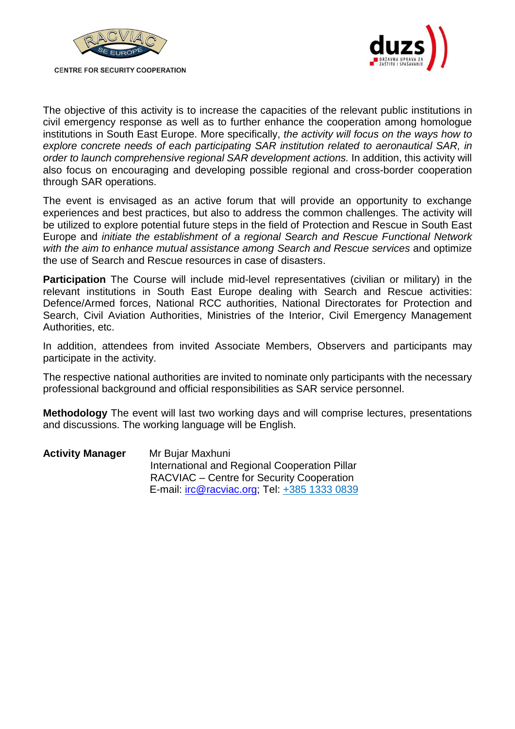The objective of this activity is to increase the capacities of the relevant public institutions in civil emergency response as well as to further enhance the cooperation among homologue institutions in South East Europe. More specifically, *the activity will focus on the ways how to explore concrete needs of each participating SAR institution related to aeronautical SAR, in order to launch comprehensive regional SAR development actions.* In addition, this activity will also focus on encouraging and developing possible regional and cross-border cooperation through SAR operations.

The event is envisaged as an active forum that will provide an opportunity to exchange experiences and best practices, but also to address the common challenges. The activity will be utilized to explore potential future steps in the field of Protection and Rescue in South East Europe and *initiate the establishment of a regional Search and Rescue Functional Network with the aim to enhance mutual assistance among Search and Rescue services* and optimize the use of Search and Rescue resources in case of disasters.

**Participation** The Course will include mid-level representatives (civilian or military) in the relevant institutions in South East Europe dealing with Search and Rescue activities: Defence/Armed forces, National RCC authorities, National Directorates for Protection and Search, Civil Aviation Authorities, Ministries of the Interior, Civil Emergency Management Authorities, etc.

In addition, attendees from invited Associate Members, Observers and participants may participate in the activity.

The respective national authorities are invited to nominate only participants with the necessary professional background and official responsibilities as SAR service personnel.

**Methodology** The event will last two working days and will comprise lectures, presentations and discussions. The working language will be English.

**Activity Manager** Mr Bujar Maxhuni
International and Regional Cooperation Pillar
RACVIAC – Centre for Security Cooperation
E-mail: irc@racviac.org; Tel: +385 1333 0839